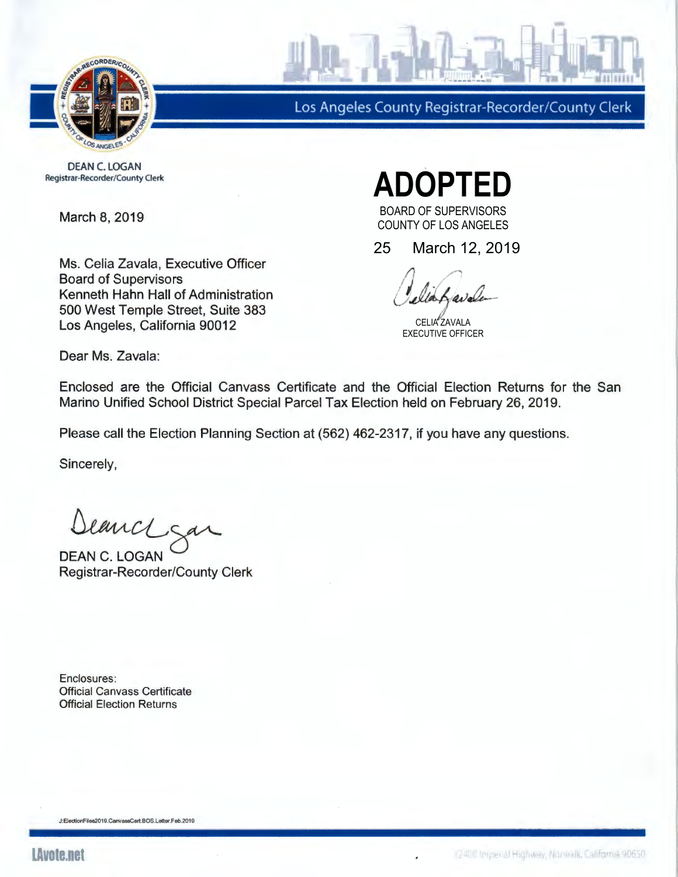Los Angeles County Registrar-Recorder/County Clerk

DEAN C. LOGAN
Registrar-Recorder/County Clerk

March 8, 2019

**ADOPTED**

BOARD OF SUPERVISORS
COUNTY OF LOS ANGELES

25 March 12, 2019

CELIA ZAVALA
EXECUTIVE OFFICER

Ms. Celia Zavala, Executive Officer
Board of Supervisors
Kenneth Hahn Hall of Administration
500 West Temple Street, Suite 383
Los Angeles, California 90012

Dear Ms. Zavala:

Enclosed are the Official Canvass Certificate and the Official Election Returns for the San Marino Unified School District Special Parcel Tax Election held on February 26, 2019.

Please call the Election Planning Section at (562) 462-2317, if you have any questions.

Sincerely,

DEAN C. LOGAN
Registrar-Recorder/County Clerk

Enclosures:
Official Canvass Certificate
Official Election Returns

J:ElectionFiles2019.CanvassCert.BOS.Letter.Feb.2019

LAvote.net

12400 Imperial Highway, Norwalk, California 90650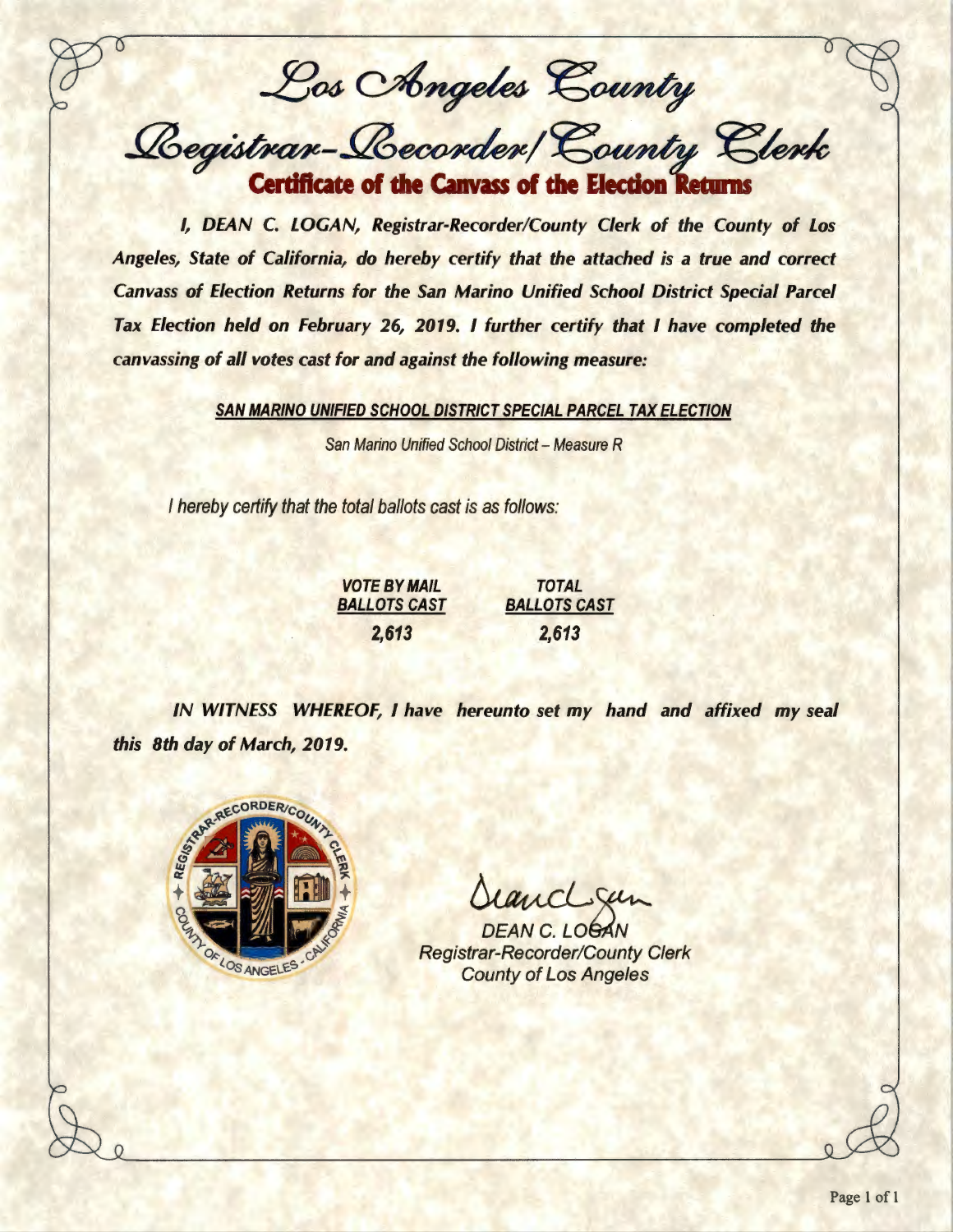# Los Angeles County

# Registrar-Recorder/County Clerk

## Certificate of the Canvass of the Election Returns

*I, DEAN C. LOGAN, Registrar-Recorder/County Clerk of the County of Los Angeles, State of California, do hereby certify that the attached is a true and correct Canvass of Election Returns for the San Marino Unified School District Special Parcel Tax Election held on February 26, 2019. I further certify that I have completed the canvassing of all votes cast for and against the following measure:*

***SAN MARINO UNIFIED SCHOOL DISTRICT SPECIAL PARCEL TAX ELECTION***

*San Marino Unified School District – Measure R*

*I hereby certify that the total ballots cast is as follows:*

| VOTE BY MAIL BALLOTS CAST | TOTAL BALLOTS CAST |
|---|---|
| 2,613 | 2,613 |

*IN WITNESS WHEREOF, I have hereunto set my hand and affixed my seal this 8th day of March, 2019.*

DEAN C. LOGAN
Registrar-Recorder/County Clerk
County of Los Angeles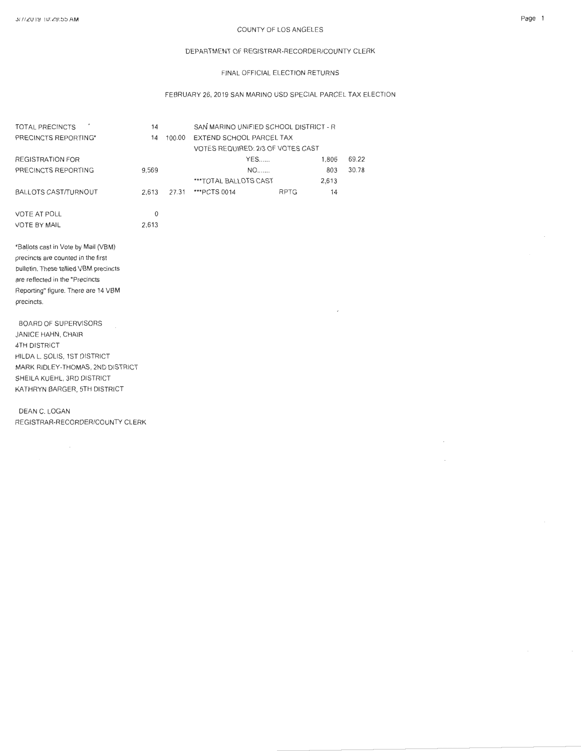COUNTY OF LOS ANGELES

DEPARTMENT OF REGISTRAR-RECORDER/COUNTY CLERK

FINAL OFFICIAL ELECTION RETURNS

FEBRUARY 26, 2019 SAN MARINO USD SPECIAL PARCEL TAX ELECTION

| | | |
|---|---|---|
| TOTAL PRECINCTS | 14 | |
| PRECINCTS REPORTING* | 14 | 100.00 |
| REGISTRATION FOR PRECINCTS REPORTING | 9,569 | |
| BALLOTS CAST/TURNOUT | 2,613 | 27.31 |
| VOTE AT POLL | 0 | |
| VOTE BY MAIL | 2,613 | |

SAN MARINO UNIFIED SCHOOL DISTRICT - R
EXTEND SCHOOL PARCEL TAX
VOTES REQUIRED: 2/3 OF VOTES CAST

| | | | |
|---|---|---|---|
| YES...... | | 1,806 | 69.22 |
| NO....... | | 803 | 30.78 |
| ***TOTAL BALLOTS CAST | | 2,613 | |
| ***PCTS 0014 | RPTG | 14 | |

*Ballots cast in Vote by Mail (VBM) precincts are counted in the first bulletin. These tallied VBM precincts are reflected in the "Precincts Reporting" figure. There are 14 VBM precincts.

BOARD OF SUPERVISORS
JANICE HAHN, CHAIR
4TH DISTRICT
HILDA L. SOLIS, 1ST DISTRICT
MARK RIDLEY-THOMAS, 2ND DISTRICT
SHEILA KUEHL, 3RD DISTRICT
KATHRYN BARGER, 5TH DISTRICT

DEAN C. LOGAN
REGISTRAR-RECORDER/COUNTY CLERK